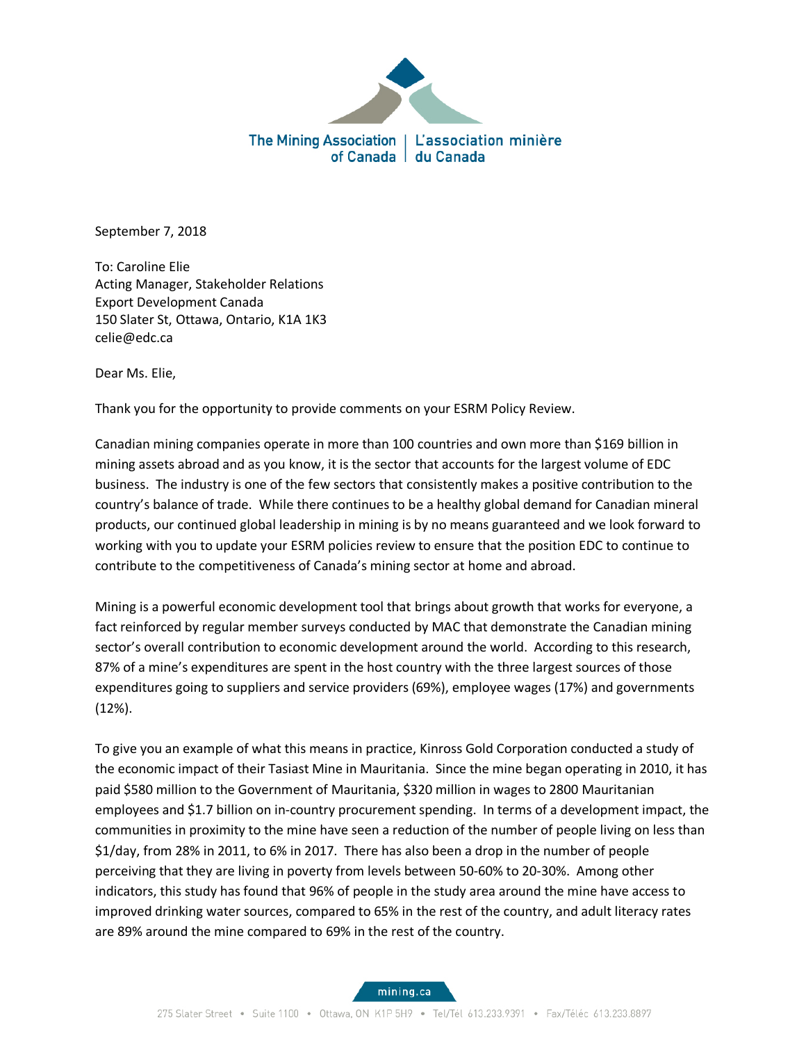The Mining Association of Canada | L'association minière du Canada

September 7, 2018

To: Caroline Elie
Acting Manager, Stakeholder Relations
Export Development Canada
150 Slater St, Ottawa, Ontario, K1A 1K3
celie@edc.ca

Dear Ms. Elie,

Thank you for the opportunity to provide comments on your ESRM Policy Review.

Canadian mining companies operate in more than 100 countries and own more than $169 billion in mining assets abroad and as you know, it is the sector that accounts for the largest volume of EDC business. The industry is one of the few sectors that consistently makes a positive contribution to the country's balance of trade. While there continues to be a healthy global demand for Canadian mineral products, our continued global leadership in mining is by no means guaranteed and we look forward to working with you to update your ESRM policies review to ensure that the position EDC to continue to contribute to the competitiveness of Canada's mining sector at home and abroad.

Mining is a powerful economic development tool that brings about growth that works for everyone, a fact reinforced by regular member surveys conducted by MAC that demonstrate the Canadian mining sector's overall contribution to economic development around the world. According to this research, 87% of a mine's expenditures are spent in the host country with the three largest sources of those expenditures going to suppliers and service providers (69%), employee wages (17%) and governments (12%).

To give you an example of what this means in practice, Kinross Gold Corporation conducted a study of the economic impact of their Tasiast Mine in Mauritania. Since the mine began operating in 2010, it has paid $580 million to the Government of Mauritania, $320 million in wages to 2800 Mauritanian employees and $1.7 billion on in-country procurement spending. In terms of a development impact, the communities in proximity to the mine have seen a reduction of the number of people living on less than $1/day, from 28% in 2011, to 6% in 2017. There has also been a drop in the number of people perceiving that they are living in poverty from levels between 50-60% to 20-30%. Among other indicators, this study has found that 96% of people in the study area around the mine have access to improved drinking water sources, compared to 65% in the rest of the country, and adult literacy rates are 89% around the mine compared to 69% in the rest of the country.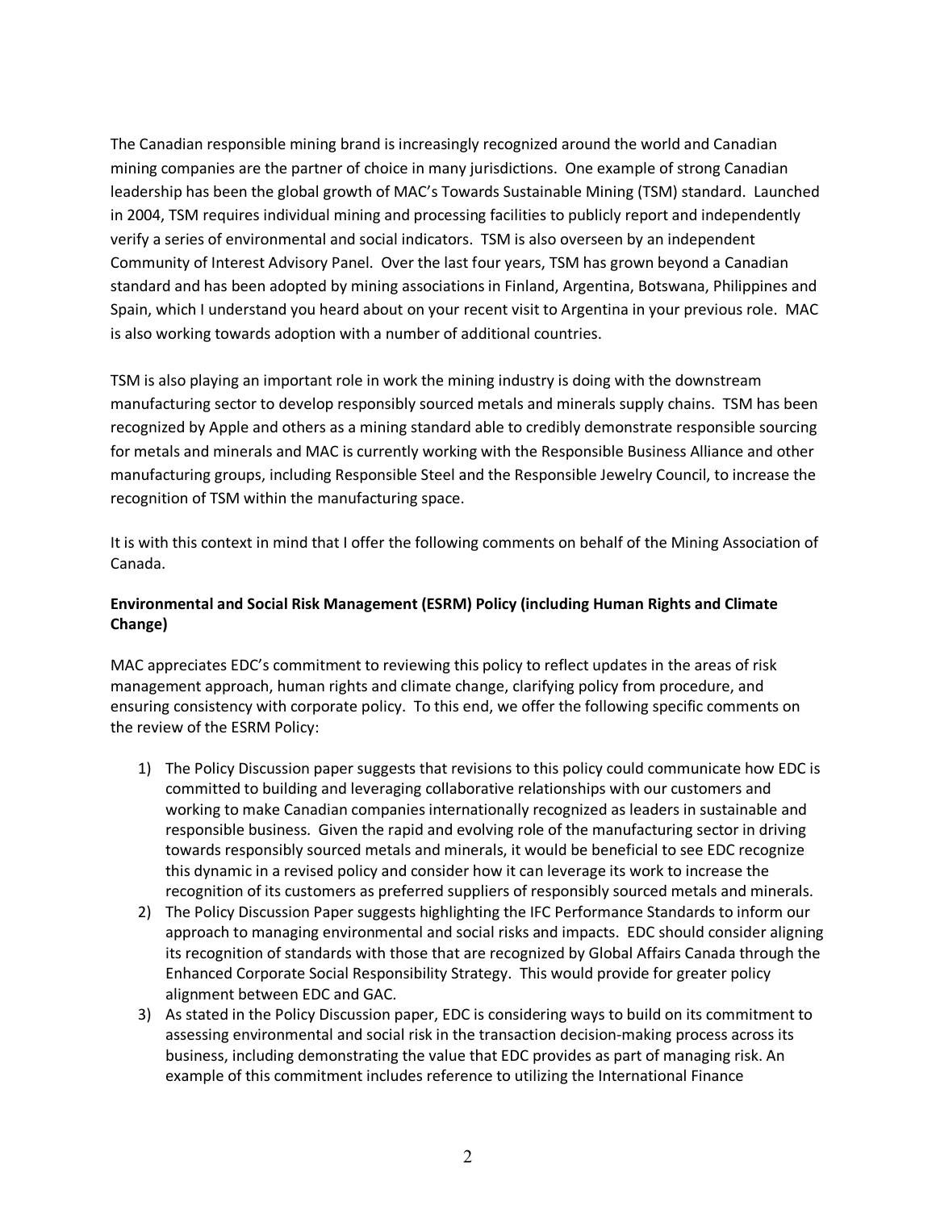The Canadian responsible mining brand is increasingly recognized around the world and Canadian mining companies are the partner of choice in many jurisdictions. One example of strong Canadian leadership has been the global growth of MAC's Towards Sustainable Mining (TSM) standard. Launched in 2004, TSM requires individual mining and processing facilities to publicly report and independently verify a series of environmental and social indicators. TSM is also overseen by an independent Community of Interest Advisory Panel. Over the last four years, TSM has grown beyond a Canadian standard and has been adopted by mining associations in Finland, Argentina, Botswana, Philippines and Spain, which I understand you heard about on your recent visit to Argentina in your previous role. MAC is also working towards adoption with a number of additional countries.

TSM is also playing an important role in work the mining industry is doing with the downstream manufacturing sector to develop responsibly sourced metals and minerals supply chains. TSM has been recognized by Apple and others as a mining standard able to credibly demonstrate responsible sourcing for metals and minerals and MAC is currently working with the Responsible Business Alliance and other manufacturing groups, including Responsible Steel and the Responsible Jewelry Council, to increase the recognition of TSM within the manufacturing space.

It is with this context in mind that I offer the following comments on behalf of the Mining Association of Canada.

**Environmental and Social Risk Management (ESRM) Policy (including Human Rights and Climate Change)**

MAC appreciates EDC's commitment to reviewing this policy to reflect updates in the areas of risk management approach, human rights and climate change, clarifying policy from procedure, and ensuring consistency with corporate policy. To this end, we offer the following specific comments on the review of the ESRM Policy:

1) The Policy Discussion paper suggests that revisions to this policy could communicate how EDC is committed to building and leveraging collaborative relationships with our customers and working to make Canadian companies internationally recognized as leaders in sustainable and responsible business. Given the rapid and evolving role of the manufacturing sector in driving towards responsibly sourced metals and minerals, it would be beneficial to see EDC recognize this dynamic in a revised policy and consider how it can leverage its work to increase the recognition of its customers as preferred suppliers of responsibly sourced metals and minerals.
2) The Policy Discussion Paper suggests highlighting the IFC Performance Standards to inform our approach to managing environmental and social risks and impacts. EDC should consider aligning its recognition of standards with those that are recognized by Global Affairs Canada through the Enhanced Corporate Social Responsibility Strategy. This would provide for greater policy alignment between EDC and GAC.
3) As stated in the Policy Discussion paper, EDC is considering ways to build on its commitment to assessing environmental and social risk in the transaction decision-making process across its business, including demonstrating the value that EDC provides as part of managing risk. An example of this commitment includes reference to utilizing the International Finance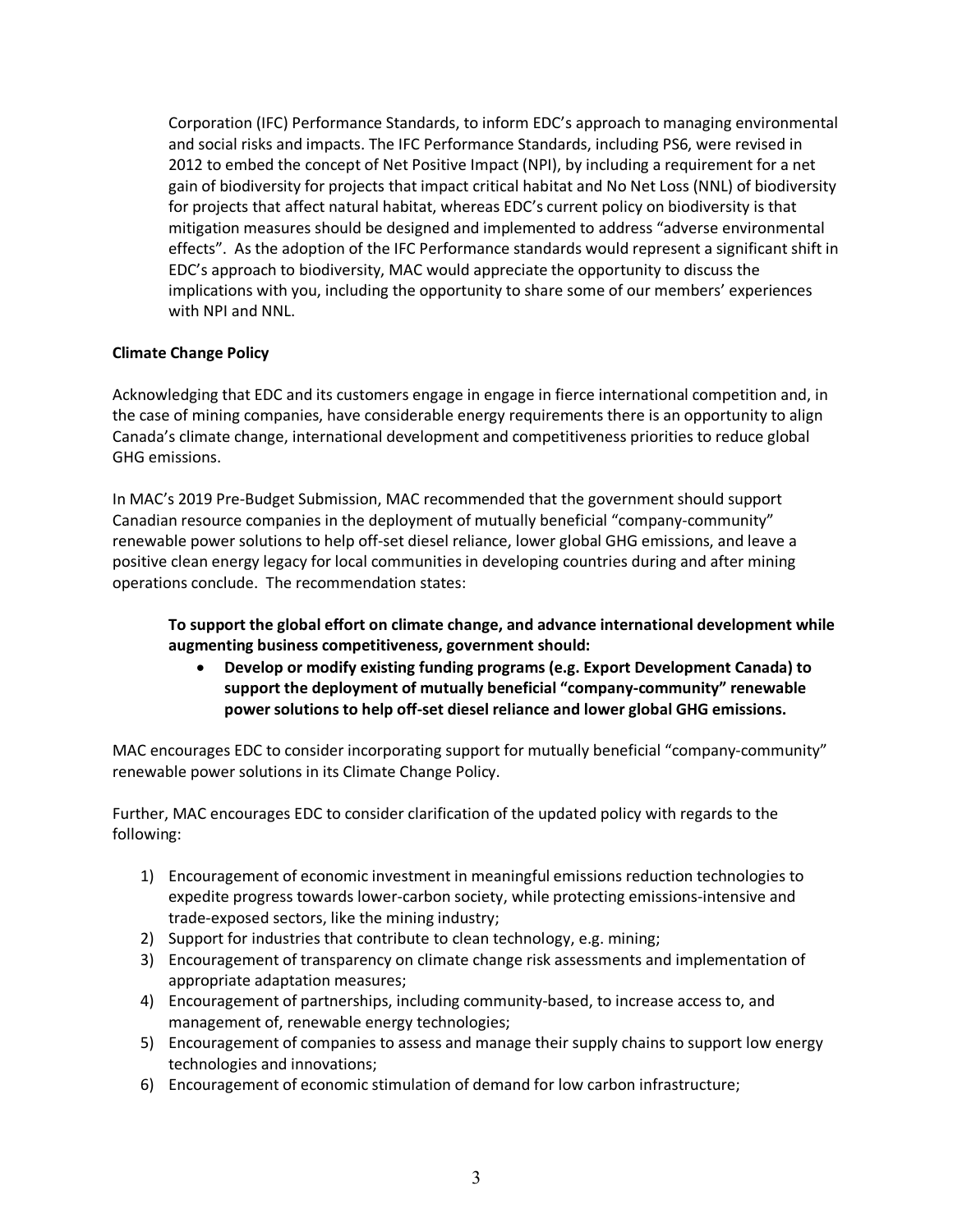Corporation (IFC) Performance Standards, to inform EDC's approach to managing environmental and social risks and impacts. The IFC Performance Standards, including PS6, were revised in 2012 to embed the concept of Net Positive Impact (NPI), by including a requirement for a net gain of biodiversity for projects that impact critical habitat and No Net Loss (NNL) of biodiversity for projects that affect natural habitat, whereas EDC's current policy on biodiversity is that mitigation measures should be designed and implemented to address "adverse environmental effects". As the adoption of the IFC Performance standards would represent a significant shift in EDC's approach to biodiversity, MAC would appreciate the opportunity to discuss the implications with you, including the opportunity to share some of our members' experiences with NPI and NNL.

**Climate Change Policy**

Acknowledging that EDC and its customers engage in engage in fierce international competition and, in the case of mining companies, have considerable energy requirements there is an opportunity to align Canada's climate change, international development and competitiveness priorities to reduce global GHG emissions.

In MAC's 2019 Pre-Budget Submission, MAC recommended that the government should support Canadian resource companies in the deployment of mutually beneficial "company-community" renewable power solutions to help off-set diesel reliance, lower global GHG emissions, and leave a positive clean energy legacy for local communities in developing countries during and after mining operations conclude. The recommendation states:

> **To support the global effort on climate change, and advance international development while augmenting business competitiveness, government should:**
>
> - **Develop or modify existing funding programs (e.g. Export Development Canada) to support the deployment of mutually beneficial "company-community" renewable power solutions to help off-set diesel reliance and lower global GHG emissions.**

MAC encourages EDC to consider incorporating support for mutually beneficial "company-community" renewable power solutions in its Climate Change Policy.

Further, MAC encourages EDC to consider clarification of the updated policy with regards to the following:

1) Encouragement of economic investment in meaningful emissions reduction technologies to expedite progress towards lower-carbon society, while protecting emissions-intensive and trade-exposed sectors, like the mining industry;
2) Support for industries that contribute to clean technology, e.g. mining;
3) Encouragement of transparency on climate change risk assessments and implementation of appropriate adaptation measures;
4) Encouragement of partnerships, including community-based, to increase access to, and management of, renewable energy technologies;
5) Encouragement of companies to assess and manage their supply chains to support low energy technologies and innovations;
6) Encouragement of economic stimulation of demand for low carbon infrastructure;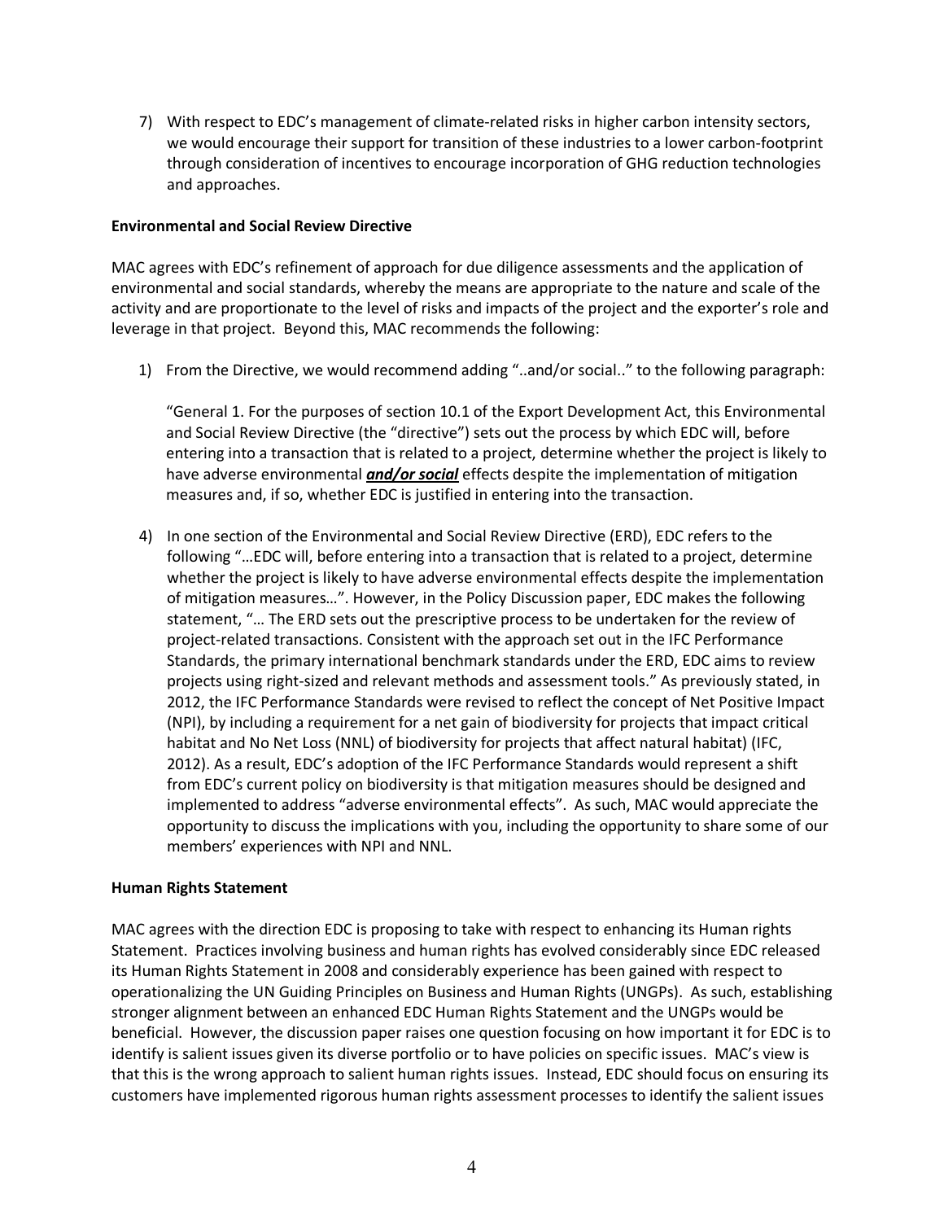7) With respect to EDC's management of climate-related risks in higher carbon intensity sectors, we would encourage their support for transition of these industries to a lower carbon-footprint through consideration of incentives to encourage incorporation of GHG reduction technologies and approaches.

**Environmental and Social Review Directive**

MAC agrees with EDC's refinement of approach for due diligence assessments and the application of environmental and social standards, whereby the means are appropriate to the nature and scale of the activity and are proportionate to the level of risks and impacts of the project and the exporter's role and leverage in that project. Beyond this, MAC recommends the following:

1) From the Directive, we would recommend adding "..and/or social.." to the following paragraph:

   "General 1. For the purposes of section 10.1 of the Export Development Act, this Environmental and Social Review Directive (the "directive") sets out the process by which EDC will, before entering into a transaction that is related to a project, determine whether the project is likely to have adverse environmental ***and/or social*** effects despite the implementation of mitigation measures and, if so, whether EDC is justified in entering into the transaction.

4) In one section of the Environmental and Social Review Directive (ERD), EDC refers to the following "…EDC will, before entering into a transaction that is related to a project, determine whether the project is likely to have adverse environmental effects despite the implementation of mitigation measures…". However, in the Policy Discussion paper, EDC makes the following statement, "… The ERD sets out the prescriptive process to be undertaken for the review of project-related transactions. Consistent with the approach set out in the IFC Performance Standards, the primary international benchmark standards under the ERD, EDC aims to review projects using right-sized and relevant methods and assessment tools." As previously stated, in 2012, the IFC Performance Standards were revised to reflect the concept of Net Positive Impact (NPI), by including a requirement for a net gain of biodiversity for projects that impact critical habitat and No Net Loss (NNL) of biodiversity for projects that affect natural habitat) (IFC, 2012). As a result, EDC's adoption of the IFC Performance Standards would represent a shift from EDC's current policy on biodiversity is that mitigation measures should be designed and implemented to address "adverse environmental effects". As such, MAC would appreciate the opportunity to discuss the implications with you, including the opportunity to share some of our members' experiences with NPI and NNL.

**Human Rights Statement**

MAC agrees with the direction EDC is proposing to take with respect to enhancing its Human rights Statement. Practices involving business and human rights has evolved considerably since EDC released its Human Rights Statement in 2008 and considerably experience has been gained with respect to operationalizing the UN Guiding Principles on Business and Human Rights (UNGPs). As such, establishing stronger alignment between an enhanced EDC Human Rights Statement and the UNGPs would be beneficial. However, the discussion paper raises one question focusing on how important it for EDC is to identify is salient issues given its diverse portfolio or to have policies on specific issues. MAC's view is that this is the wrong approach to salient human rights issues. Instead, EDC should focus on ensuring its customers have implemented rigorous human rights assessment processes to identify the salient issues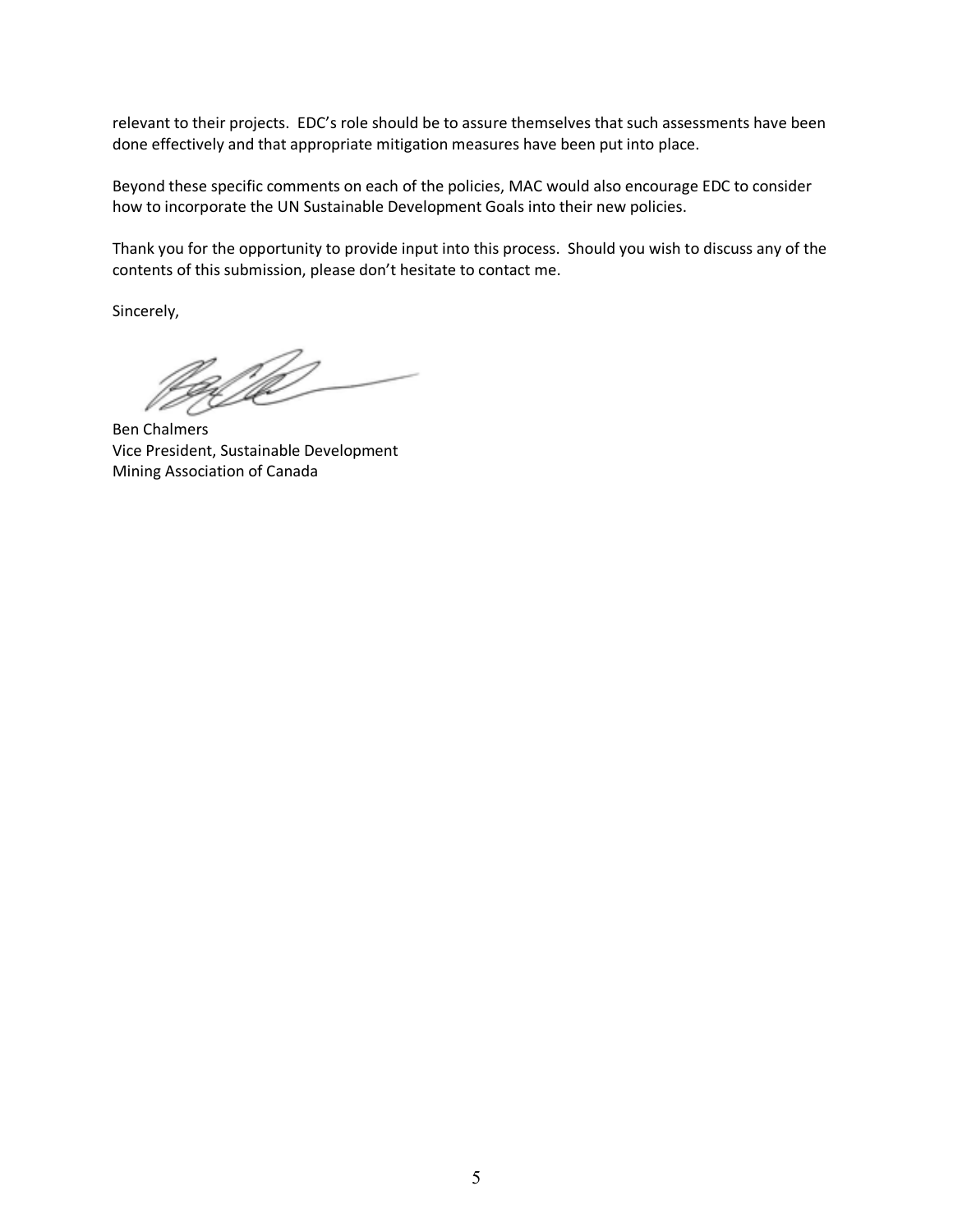relevant to their projects.  EDC's role should be to assure themselves that such assessments have been done effectively and that appropriate mitigation measures have been put into place.

Beyond these specific comments on each of the policies, MAC would also encourage EDC to consider how to incorporate the UN Sustainable Development Goals into their new policies.

Thank you for the opportunity to provide input into this process.  Should you wish to discuss any of the contents of this submission, please don't hesitate to contact me.

Sincerely,

Ben Chalmers
Vice President, Sustainable Development
Mining Association of Canada